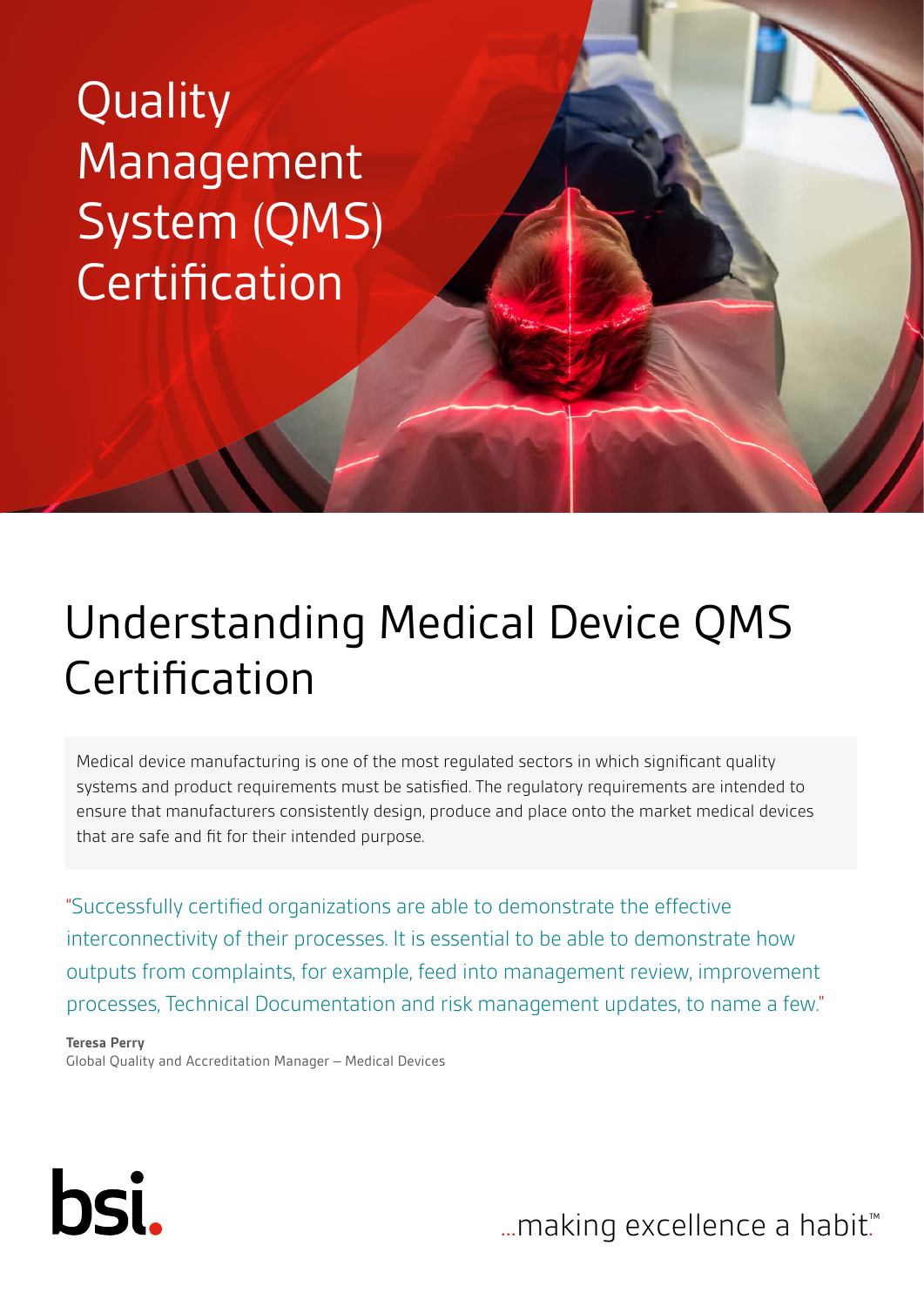# Quality Management System (QMS) Certification

## Understanding Medical Device QMS Certification

Medical device manufacturing is one of the most regulated sectors in which significant quality systems and product requirements must be satisfied. The regulatory requirements are intended to ensure that manufacturers consistently design, produce and place onto the market medical devices that are safe and fit for their intended purpose.

"Successfully certified organizations are able to demonstrate the effective interconnectivity of their processes. It is essential to be able to demonstrate how outputs from complaints, for example, feed into management review, improvement processes, Technical Documentation and risk management updates, to name a few."

**Teresa Perry**
Global Quality and Accreditation Manager – Medical Devices

bsi.

...making excellence a habit.™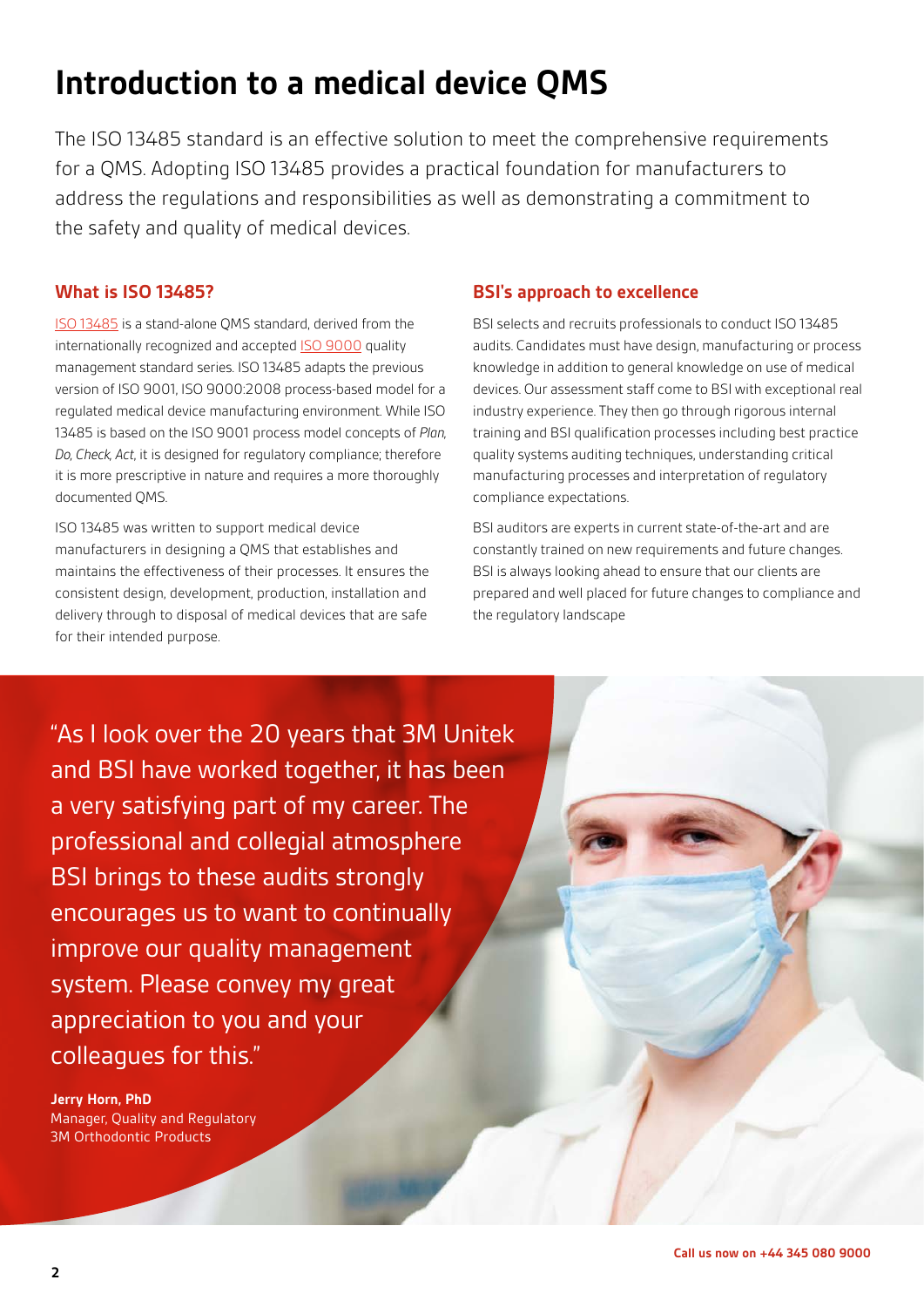# Introduction to a medical device QMS

The ISO 13485 standard is an effective solution to meet the comprehensive requirements for a QMS. Adopting ISO 13485 provides a practical foundation for manufacturers to address the regulations and responsibilities as well as demonstrating a commitment to the safety and quality of medical devices.

## What is ISO 13485?

ISO 13485 is a stand-alone QMS standard, derived from the internationally recognized and accepted ISO 9000 quality management standard series. ISO 13485 adapts the previous version of ISO 9001, ISO 9000:2008 process-based model for a regulated medical device manufacturing environment. While ISO 13485 is based on the ISO 9001 process model concepts of *Plan, Do, Check, Act*, it is designed for regulatory compliance; therefore it is more prescriptive in nature and requires a more thoroughly documented QMS.

ISO 13485 was written to support medical device manufacturers in designing a QMS that establishes and maintains the effectiveness of their processes. It ensures the consistent design, development, production, installation and delivery through to disposal of medical devices that are safe for their intended purpose.

## BSI's approach to excellence

BSI selects and recruits professionals to conduct ISO 13485 audits. Candidates must have design, manufacturing or process knowledge in addition to general knowledge on use of medical devices. Our assessment staff come to BSI with exceptional real industry experience. They then go through rigorous internal training and BSI qualification processes including best practice quality systems auditing techniques, understanding critical manufacturing processes and interpretation of regulatory compliance expectations.

BSI auditors are experts in current state-of-the-art and are constantly trained on new requirements and future changes. BSI is always looking ahead to ensure that our clients are prepared and well placed for future changes to compliance and the regulatory landscape

"As I look over the 20 years that 3M Unitek and BSI have worked together, it has been a very satisfying part of my career. The professional and collegial atmosphere BSI brings to these audits strongly encourages us to want to continually improve our quality management system. Please convey my great appreciation to you and your colleagues for this."

**Jerry Horn, PhD**
Manager, Quality and Regulatory
3M Orthodontic Products

Call us now on +44 345 080 9000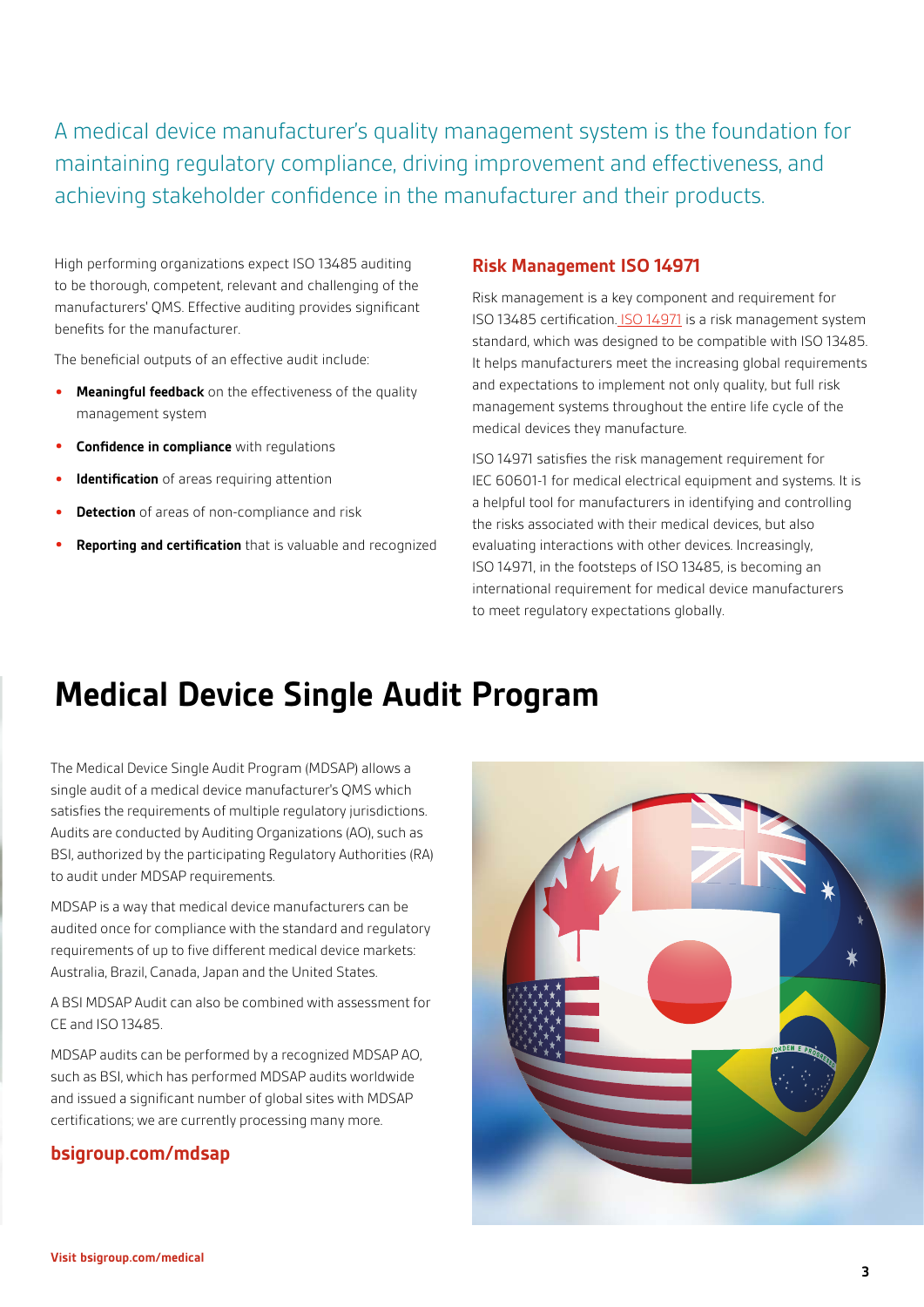A medical device manufacturer's quality management system is the foundation for maintaining regulatory compliance, driving improvement and effectiveness, and achieving stakeholder confidence in the manufacturer and their products.

High performing organizations expect ISO 13485 auditing to be thorough, competent, relevant and challenging of the manufacturers' QMS. Effective auditing provides significant benefits for the manufacturer.

The beneficial outputs of an effective audit include:

- **Meaningful feedback** on the effectiveness of the quality management system
- **Confidence in compliance** with regulations
- **Identification** of areas requiring attention
- **Detection** of areas of non-compliance and risk
- **Reporting and certification** that is valuable and recognized

### Risk Management ISO 14971

Risk management is a key component and requirement for ISO 13485 certification. ISO 14971 is a risk management system standard, which was designed to be compatible with ISO 13485. It helps manufacturers meet the increasing global requirements and expectations to implement not only quality, but full risk management systems throughout the entire life cycle of the medical devices they manufacture.

ISO 14971 satisfies the risk management requirement for IEC 60601-1 for medical electrical equipment and systems. It is a helpful tool for manufacturers in identifying and controlling the risks associated with their medical devices, but also evaluating interactions with other devices. Increasingly, ISO 14971, in the footsteps of ISO 13485, is becoming an international requirement for medical device manufacturers to meet regulatory expectations globally.

# Medical Device Single Audit Program

The Medical Device Single Audit Program (MDSAP) allows a single audit of a medical device manufacturer's QMS which satisfies the requirements of multiple regulatory jurisdictions. Audits are conducted by Auditing Organizations (AO), such as BSI, authorized by the participating Regulatory Authorities (RA) to audit under MDSAP requirements.

MDSAP is a way that medical device manufacturers can be audited once for compliance with the standard and regulatory requirements of up to five different medical device markets: Australia, Brazil, Canada, Japan and the United States.

A BSI MDSAP Audit can also be combined with assessment for CE and ISO 13485.

MDSAP audits can be performed by a recognized MDSAP AO, such as BSI, which has performed MDSAP audits worldwide and issued a significant number of global sites with MDSAP certifications; we are currently processing many more.

**bsigroup.com/mdsap**

**Visit bsigroup.com/medical**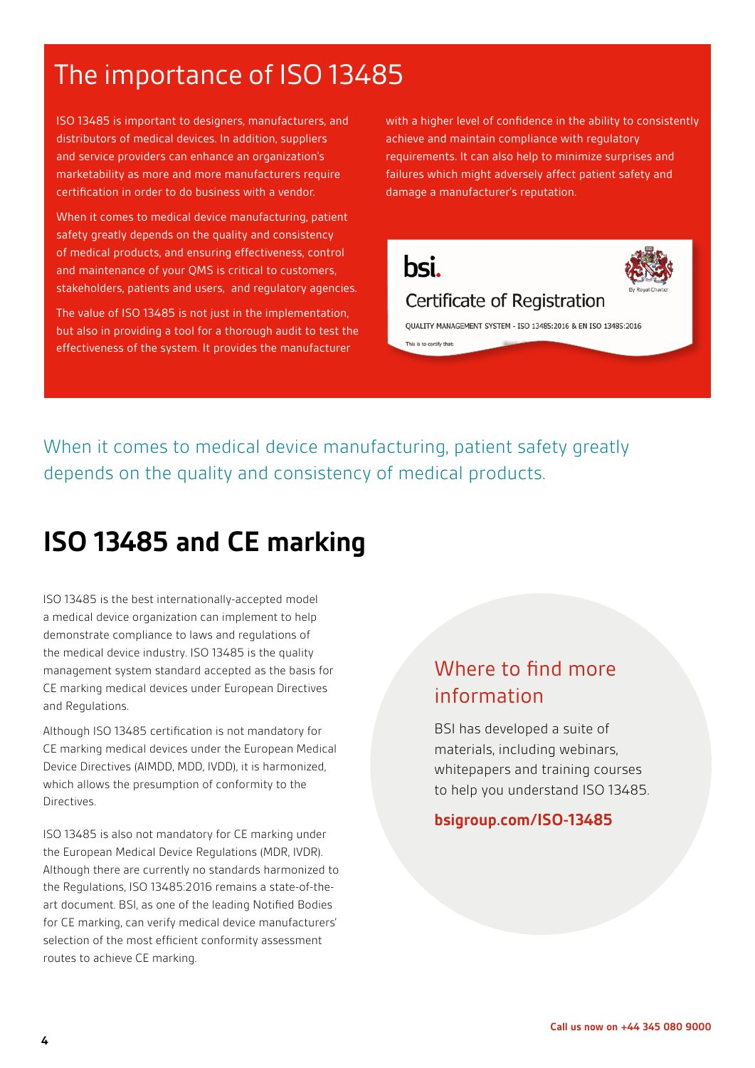# The importance of ISO 13485

ISO 13485 is important to designers, manufacturers, and distributors of medical devices. In addition, suppliers and service providers can enhance an organization's marketability as more and more manufacturers require certification in order to do business with a vendor.

When it comes to medical device manufacturing, patient safety greatly depends on the quality and consistency of medical products, and ensuring effectiveness, control and maintenance of your QMS is critical to customers, stakeholders, patients and users, and regulatory agencies.

The value of ISO 13485 is not just in the implementation, but also in providing a tool for a thorough audit to test the effectiveness of the system. It provides the manufacturer with a higher level of confidence in the ability to consistently achieve and maintain compliance with regulatory requirements. It can also help to minimize surprises and failures which might adversely affect patient safety and damage a manufacturer's reputation.

bsi.

Certificate of Registration

QUALITY MANAGEMENT SYSTEM - ISO 13485:2016 & EN ISO 13485:2016

This is to certify that:

When it comes to medical device manufacturing, patient safety greatly depends on the quality and consistency of medical products.

## ISO 13485 and CE marking

ISO 13485 is the best internationally-accepted model a medical device organization can implement to help demonstrate compliance to laws and regulations of the medical device industry. ISO 13485 is the quality management system standard accepted as the basis for CE marking medical devices under European Directives and Regulations.

Although ISO 13485 certification is not mandatory for CE marking medical devices under the European Medical Device Directives (AIMDD, MDD, IVDD), it is harmonized, which allows the presumption of conformity to the Directives.

ISO 13485 is also not mandatory for CE marking under the European Medical Device Regulations (MDR, IVDR). Although there are currently no standards harmonized to the Regulations, ISO 13485:2016 remains a state-of-the-art document. BSI, as one of the leading Notified Bodies for CE marking, can verify medical device manufacturers' selection of the most efficient conformity assessment routes to achieve CE marking.

### Where to find more information

BSI has developed a suite of materials, including webinars, whitepapers and training courses to help you understand ISO 13485.

**bsigroup.com/ISO-13485**

**Call us now on +44 345 080 9000**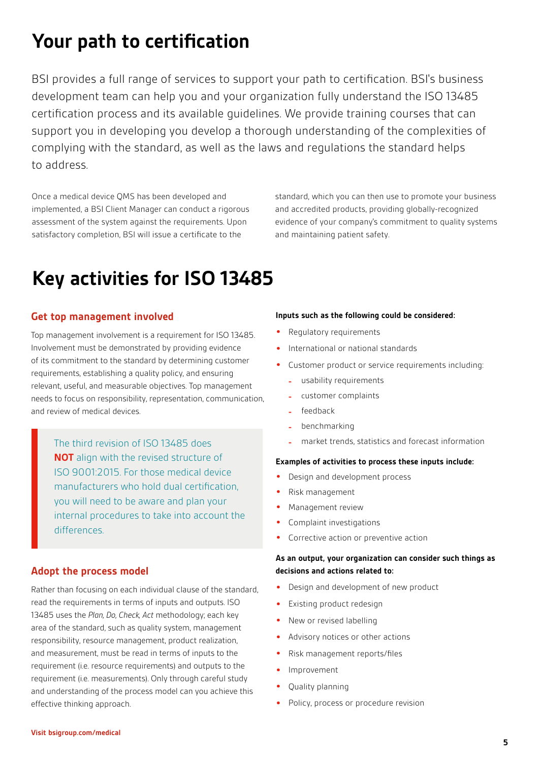# Your path to certification

BSI provides a full range of services to support your path to certification. BSI's business development team can help you and your organization fully understand the ISO 13485 certification process and its available guidelines. We provide training courses that can support you in developing you develop a thorough understanding of the complexities of complying with the standard, as well as the laws and regulations the standard helps to address.

Once a medical device QMS has been developed and implemented, a BSI Client Manager can conduct a rigorous assessment of the system against the requirements. Upon satisfactory completion, BSI will issue a certificate to the standard, which you can then use to promote your business and accredited products, providing globally-recognized evidence of your company's commitment to quality systems and maintaining patient safety.

# Key activities for ISO 13485

## Get top management involved

Top management involvement is a requirement for ISO 13485. Involvement must be demonstrated by providing evidence of its commitment to the standard by determining customer requirements, establishing a quality policy, and ensuring relevant, useful, and measurable objectives. Top management needs to focus on responsibility, representation, communication, and review of medical devices.

> The third revision of ISO 13485 does **NOT** align with the revised structure of ISO 9001:2015. For those medical device manufacturers who hold dual certification, you will need to be aware and plan your internal procedures to take into account the differences.

## Adopt the process model

Rather than focusing on each individual clause of the standard, read the requirements in terms of inputs and outputs. ISO 13485 uses the *Plan, Do, Check, Act* methodology; each key area of the standard, such as quality system, management responsibility, resource management, product realization, and measurement, must be read in terms of inputs to the requirement (i.e. resource requirements) and outputs to the requirement (i.e. measurements). Only through careful study and understanding of the process model can you achieve this effective thinking approach.

**Inputs such as the following could be considered:**

- Regulatory requirements
- International or national standards
- Customer product or service requirements including:
  - usability requirements
  - customer complaints
  - feedback
  - benchmarking
  - market trends, statistics and forecast information

**Examples of activities to process these inputs include:**

- Design and development process
- Risk management
- Management review
- Complaint investigations
- Corrective action or preventive action

**As an output, your organization can consider such things as decisions and actions related to:**

- Design and development of new product
- Existing product redesign
- New or revised labelling
- Advisory notices or other actions
- Risk management reports/files
- Improvement
- Quality planning
- Policy, process or procedure revision

Visit bsigroup.com/medical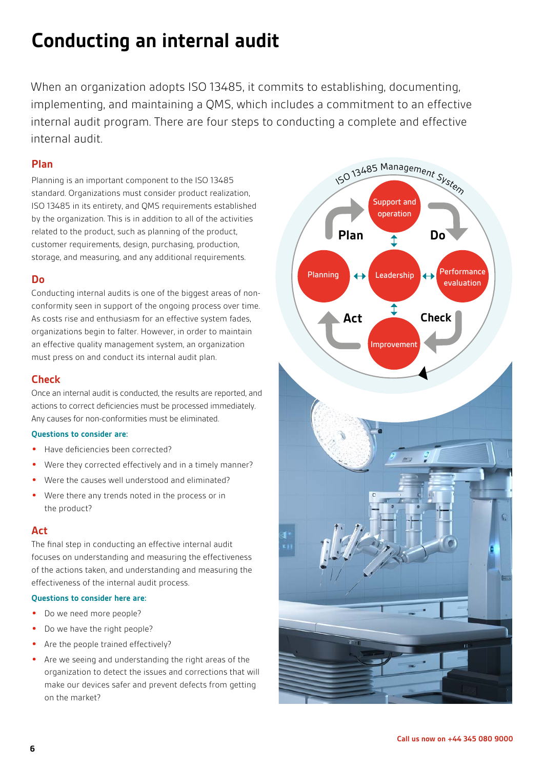# Conducting an internal audit

When an organization adopts ISO 13485, it commits to establishing, documenting, implementing, and maintaining a QMS, which includes a commitment to an effective internal audit program. There are four steps to conducting a complete and effective internal audit.

## Plan

Planning is an important component to the ISO 13485 standard. Organizations must consider product realization, ISO 13485 in its entirety, and QMS requirements established by the organization. This is in addition to all of the activities related to the product, such as planning of the product, customer requirements, design, purchasing, production, storage, and measuring, and any additional requirements.

## Do

Conducting internal audits is one of the biggest areas of non-conformity seen in support of the ongoing process over time. As costs rise and enthusiasm for an effective system fades, organizations begin to falter. However, in order to maintain an effective quality management system, an organization must press on and conduct its internal audit plan.

## Check

Once an internal audit is conducted, the results are reported, and actions to correct deficiencies must be processed immediately. Any causes for non-conformities must be eliminated.

**Questions to consider are:**

- Have deficiencies been corrected?
- Were they corrected effectively and in a timely manner?
- Were the causes well understood and eliminated?
- Were there any trends noted in the process or in the product?

## Act

The final step in conducting an effective internal audit focuses on understanding and measuring the effectiveness of the actions taken, and understanding and measuring the effectiveness of the internal audit process.

**Questions to consider here are:**

- Do we need more people?
- Do we have the right people?
- Are the people trained effectively?
- Are we seeing and understanding the right areas of the organization to detect the issues and corrections that will make our devices safer and prevent defects from getting on the market?

ISO 13485 Management System

Plan — Do — Check — Act

Support and operation; Planning; Leadership; Performance evaluation; Improvement

Call us now on +44 345 080 9000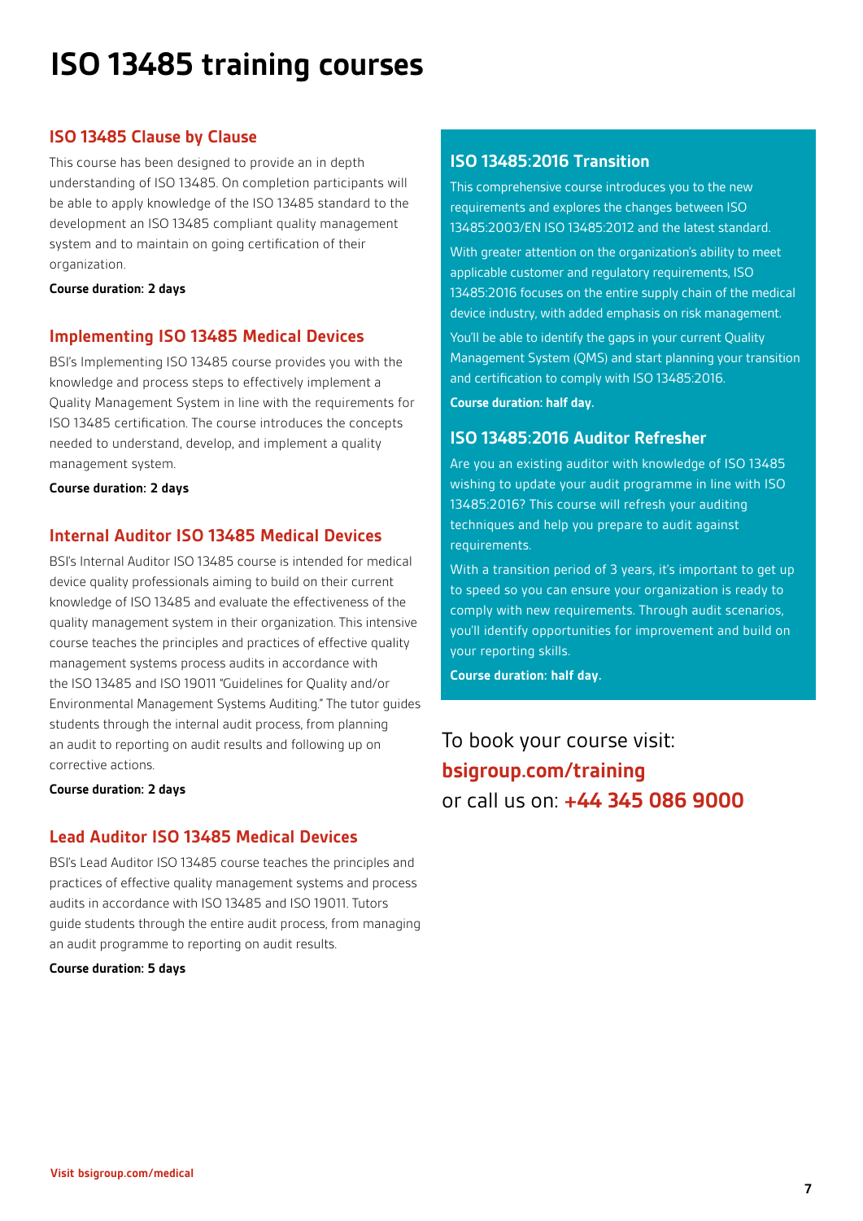# ISO 13485 training courses

## ISO 13485 Clause by Clause

This course has been designed to provide an in depth understanding of ISO 13485. On completion participants will be able to apply knowledge of the ISO 13485 standard to the development an ISO 13485 compliant quality management system and to maintain on going certification of their organization.

**Course duration: 2 days**

## Implementing ISO 13485 Medical Devices

BSI's Implementing ISO 13485 course provides you with the knowledge and process steps to effectively implement a Quality Management System in line with the requirements for ISO 13485 certification. The course introduces the concepts needed to understand, develop, and implement a quality management system.

**Course duration: 2 days**

## Internal Auditor ISO 13485 Medical Devices

BSI's Internal Auditor ISO 13485 course is intended for medical device quality professionals aiming to build on their current knowledge of ISO 13485 and evaluate the effectiveness of the quality management system in their organization. This intensive course teaches the principles and practices of effective quality management systems process audits in accordance with the ISO 13485 and ISO 19011 "Guidelines for Quality and/or Environmental Management Systems Auditing." The tutor guides students through the internal audit process, from planning an audit to reporting on audit results and following up on corrective actions.

**Course duration: 2 days**

## Lead Auditor ISO 13485 Medical Devices

BSI's Lead Auditor ISO 13485 course teaches the principles and practices of effective quality management systems and process audits in accordance with ISO 13485 and ISO 19011. Tutors guide students through the entire audit process, from managing an audit programme to reporting on audit results.

**Course duration: 5 days**

## ISO 13485:2016 Transition

This comprehensive course introduces you to the new requirements and explores the changes between ISO 13485:2003/EN ISO 13485:2012 and the latest standard.

With greater attention on the organization's ability to meet applicable customer and regulatory requirements, ISO 13485:2016 focuses on the entire supply chain of the medical device industry, with added emphasis on risk management.

You'll be able to identify the gaps in your current Quality Management System (QMS) and start planning your transition and certification to comply with ISO 13485:2016.

**Course duration: half day.**

## ISO 13485:2016 Auditor Refresher

Are you an existing auditor with knowledge of ISO 13485 wishing to update your audit programme in line with ISO 13485:2016? This course will refresh your auditing techniques and help you prepare to audit against requirements.

With a transition period of 3 years, it's important to get up to speed so you can ensure your organization is ready to comply with new requirements. Through audit scenarios, you'll identify opportunities for improvement and build on your reporting skills.

**Course duration: half day.**

To book your course visit:
**bsigroup.com/training**
or call us on: **+44 345 086 9000**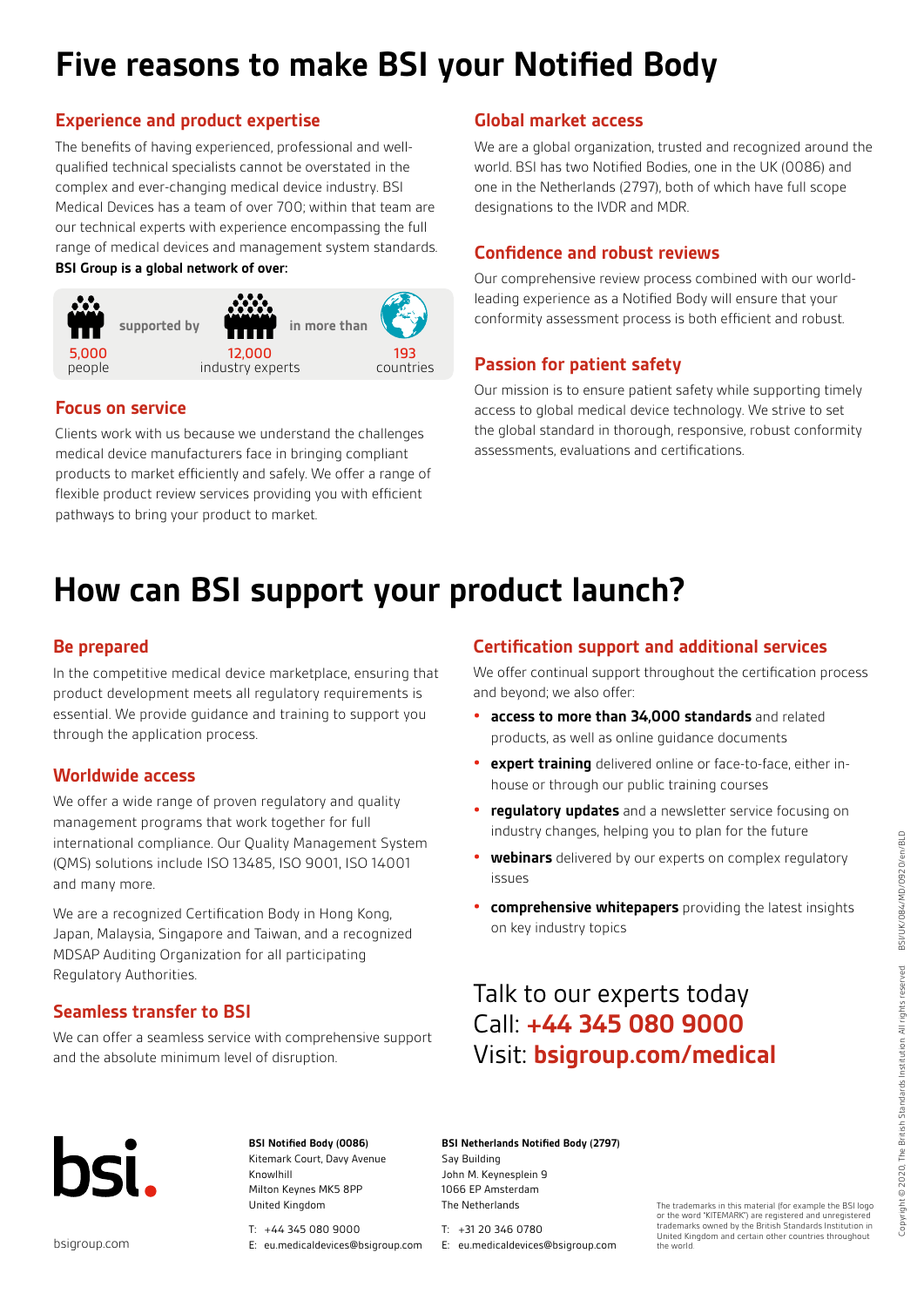# Five reasons to make BSI your Notified Body

## Experience and product expertise

The benefits of having experienced, professional and well-qualified technical specialists cannot be overstated in the complex and ever-changing medical device industry. BSI Medical Devices has a team of over 700; within that team are our technical experts with experience encompassing the full range of medical devices and management system standards.

**BSI Group is a global network of over:**

5,000 people supported by 12,000 industry experts in more than 193 countries

## Focus on service

Clients work with us because we understand the challenges medical device manufacturers face in bringing compliant products to market efficiently and safely. We offer a range of flexible product review services providing you with efficient pathways to bring your product to market.

## Global market access

We are a global organization, trusted and recognized around the world. BSI has two Notified Bodies, one in the UK (0086) and one in the Netherlands (2797), both of which have full scope designations to the IVDR and MDR.

## Confidence and robust reviews

Our comprehensive review process combined with our world-leading experience as a Notified Body will ensure that your conformity assessment process is both efficient and robust.

## Passion for patient safety

Our mission is to ensure patient safety while supporting timely access to global medical device technology. We strive to set the global standard in thorough, responsive, robust conformity assessments, evaluations and certifications.

# How can BSI support your product launch?

## Be prepared

In the competitive medical device marketplace, ensuring that product development meets all regulatory requirements is essential. We provide guidance and training to support you through the application process.

## Worldwide access

We offer a wide range of proven regulatory and quality management programs that work together for full international compliance. Our Quality Management System (QMS) solutions include ISO 13485, ISO 9001, ISO 14001 and many more.

We are a recognized Certification Body in Hong Kong, Japan, Malaysia, Singapore and Taiwan, and a recognized MDSAP Auditing Organization for all participating Regulatory Authorities.

## Seamless transfer to BSI

We can offer a seamless service with comprehensive support and the absolute minimum level of disruption.

## Certification support and additional services

We offer continual support throughout the certification process and beyond; we also offer:

- **access to more than 34,000 standards** and related products, as well as online guidance documents
- **expert training** delivered online or face-to-face, either in-house or through our public training courses
- **regulatory updates** and a newsletter service focusing on industry changes, helping you to plan for the future
- **webinars** delivered by our experts on complex regulatory issues
- **comprehensive whitepapers** providing the latest insights on key industry topics

Talk to our experts today
Call: **+44 345 080 9000**
Visit: **bsigroup.com/medical**

bsi.

bsigroup.com

**BSI Notified Body (0086)**
Kitemark Court, Davy Avenue
Knowlhill
Milton Keynes MK5 8PP
United Kingdom

T: +44 345 080 9000
E: eu.medicaldevices@bsigroup.com

**BSI Netherlands Notified Body (2797)**
Say Building
John M. Keynesplein 9
1066 EP Amsterdam
The Netherlands

T: +31 20 346 0780
E: eu.medicaldevices@bsigroup.com

The trademarks in this material (for example the BSI logo or the word "KITEMARK") are registered and unregistered trademarks owned by the British Standards Institution in United Kingdom and certain other countries throughout the world.

Copyright © 2020, The British Standards Institution. All rights reserved. BSI/UK/084/MD/0920/en/BLD